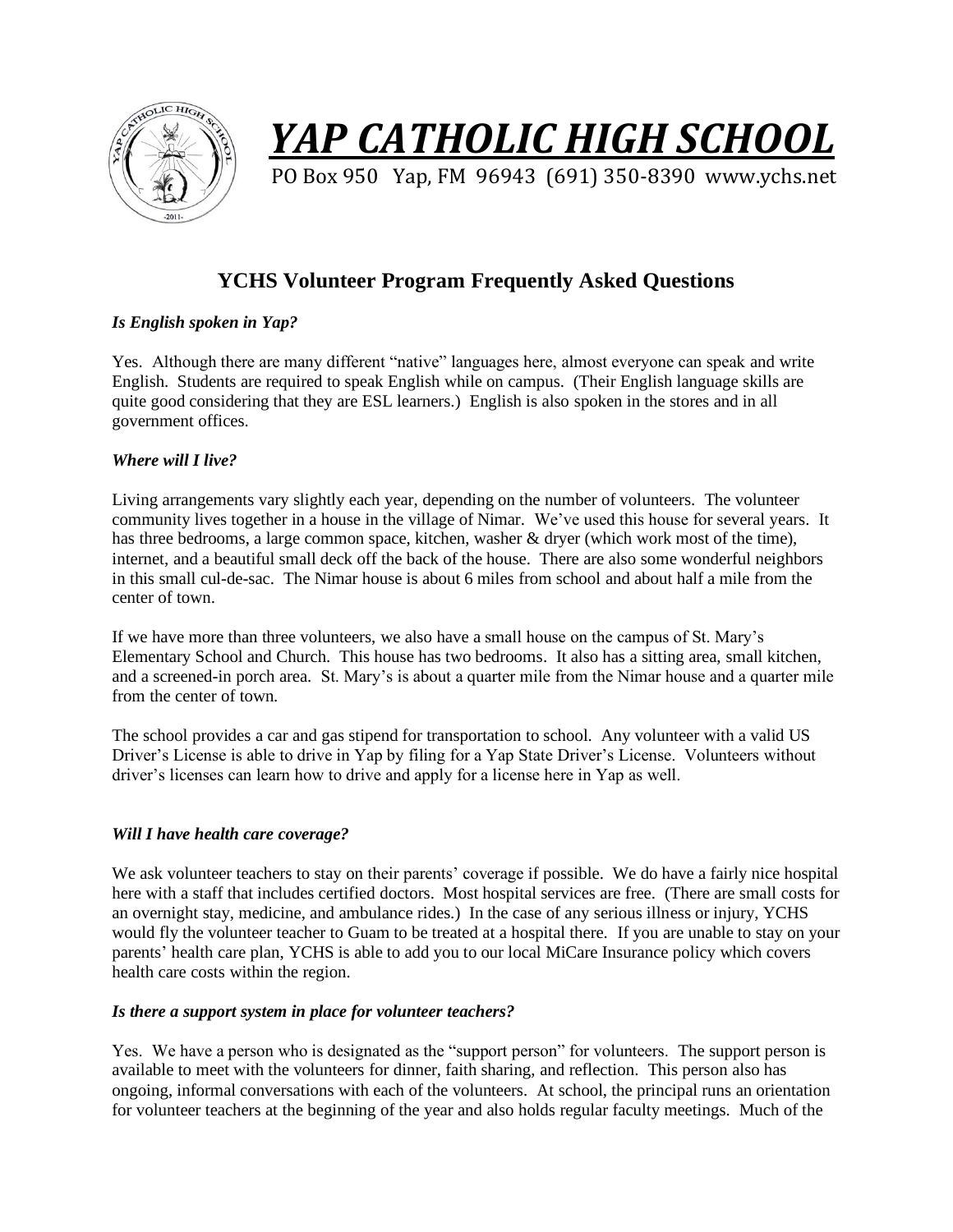# *YAP CATHOLIC HIGH SCHOOL*

PO Box 950 Yap, FM 96943 (691) 350-8390 www.ychs.net

## YCHS Volunteer Program Frequently Asked Questions

### *Is English spoken in Yap?*

Yes. Although there are many different "native" languages here, almost everyone can speak and write English. Students are required to speak English while on campus. (Their English language skills are quite good considering that they are ESL learners.) English is also spoken in the stores and in all government offices.

### *Where will I live?*

Living arrangements vary slightly each year, depending on the number of volunteers. The volunteer community lives together in a house in the village of Nimar. We've used this house for several years. It has three bedrooms, a large common space, kitchen, washer & dryer (which work most of the time), internet, and a beautiful small deck off the back of the house. There are also some wonderful neighbors in this small cul-de-sac. The Nimar house is about 6 miles from school and about half a mile from the center of town.

If we have more than three volunteers, we also have a small house on the campus of St. Mary's Elementary School and Church. This house has two bedrooms. It also has a sitting area, small kitchen, and a screened-in porch area. St. Mary's is about a quarter mile from the Nimar house and a quarter mile from the center of town.

The school provides a car and gas stipend for transportation to school. Any volunteer with a valid US Driver's License is able to drive in Yap by filing for a Yap State Driver's License. Volunteers without driver's licenses can learn how to drive and apply for a license here in Yap as well.

### *Will I have health care coverage?*

We ask volunteer teachers to stay on their parents' coverage if possible. We do have a fairly nice hospital here with a staff that includes certified doctors. Most hospital services are free. (There are small costs for an overnight stay, medicine, and ambulance rides.) In the case of any serious illness or injury, YCHS would fly the volunteer teacher to Guam to be treated at a hospital there. If you are unable to stay on your parents' health care plan, YCHS is able to add you to our local MiCare Insurance policy which covers health care costs within the region.

### *Is there a support system in place for volunteer teachers?*

Yes. We have a person who is designated as the "support person" for volunteers. The support person is available to meet with the volunteers for dinner, faith sharing, and reflection. This person also has ongoing, informal conversations with each of the volunteers. At school, the principal runs an orientation for volunteer teachers at the beginning of the year and also holds regular faculty meetings. Much of the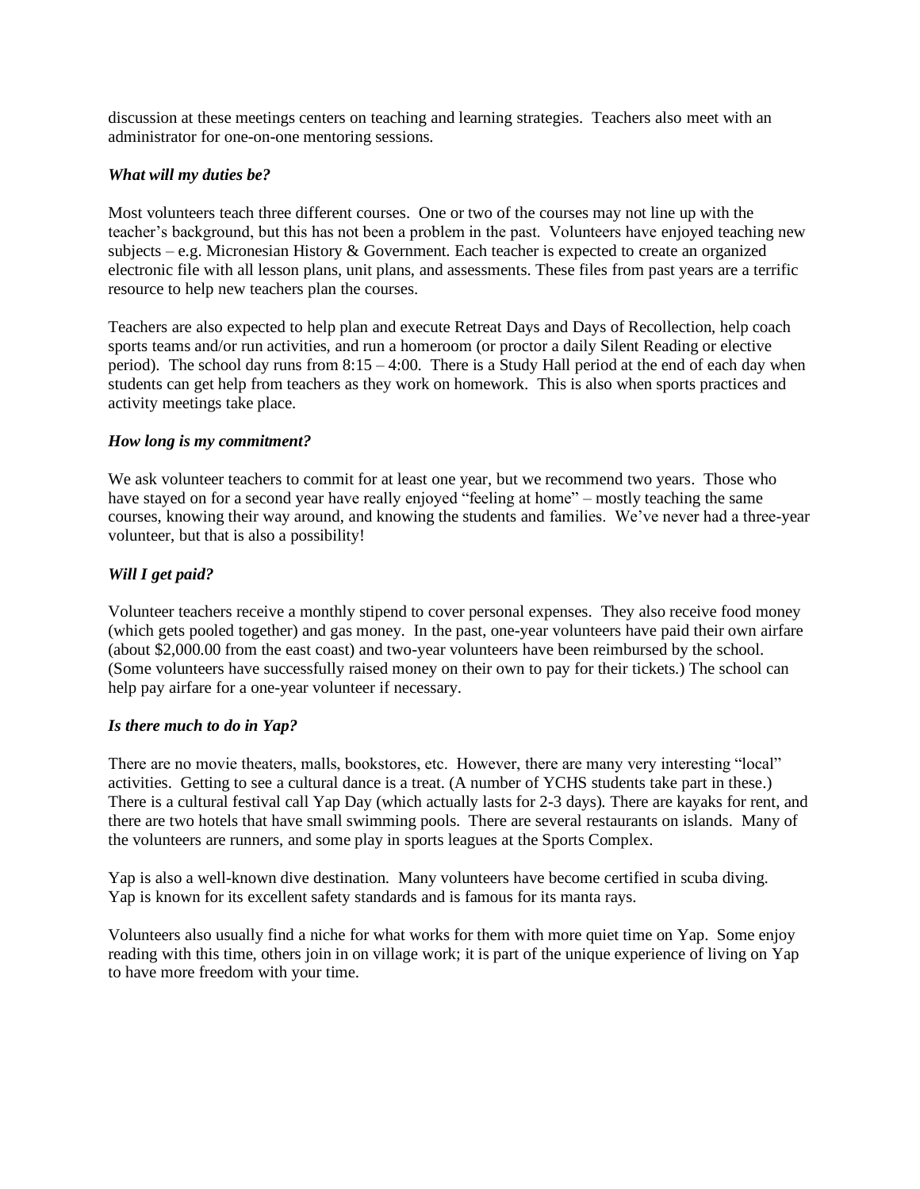discussion at these meetings centers on teaching and learning strategies. Teachers also meet with an administrator for one-on-one mentoring sessions.

***What will my duties be?***

Most volunteers teach three different courses. One or two of the courses may not line up with the teacher's background, but this has not been a problem in the past. Volunteers have enjoyed teaching new subjects – e.g. Micronesian History & Government. Each teacher is expected to create an organized electronic file with all lesson plans, unit plans, and assessments. These files from past years are a terrific resource to help new teachers plan the courses.

Teachers are also expected to help plan and execute Retreat Days and Days of Recollection, help coach sports teams and/or run activities, and run a homeroom (or proctor a daily Silent Reading or elective period). The school day runs from 8:15 – 4:00. There is a Study Hall period at the end of each day when students can get help from teachers as they work on homework. This is also when sports practices and activity meetings take place.

***How long is my commitment?***

We ask volunteer teachers to commit for at least one year, but we recommend two years. Those who have stayed on for a second year have really enjoyed "feeling at home" – mostly teaching the same courses, knowing their way around, and knowing the students and families. We've never had a three-year volunteer, but that is also a possibility!

***Will I get paid?***

Volunteer teachers receive a monthly stipend to cover personal expenses. They also receive food money (which gets pooled together) and gas money. In the past, one-year volunteers have paid their own airfare (about $2,000.00 from the east coast) and two-year volunteers have been reimbursed by the school. (Some volunteers have successfully raised money on their own to pay for their tickets.) The school can help pay airfare for a one-year volunteer if necessary.

***Is there much to do in Yap?***

There are no movie theaters, malls, bookstores, etc. However, there are many very interesting "local" activities. Getting to see a cultural dance is a treat. (A number of YCHS students take part in these.) There is a cultural festival call Yap Day (which actually lasts for 2-3 days). There are kayaks for rent, and there are two hotels that have small swimming pools. There are several restaurants on islands. Many of the volunteers are runners, and some play in sports leagues at the Sports Complex.

Yap is also a well-known dive destination. Many volunteers have become certified in scuba diving. Yap is known for its excellent safety standards and is famous for its manta rays.

Volunteers also usually find a niche for what works for them with more quiet time on Yap. Some enjoy reading with this time, others join in on village work; it is part of the unique experience of living on Yap to have more freedom with your time.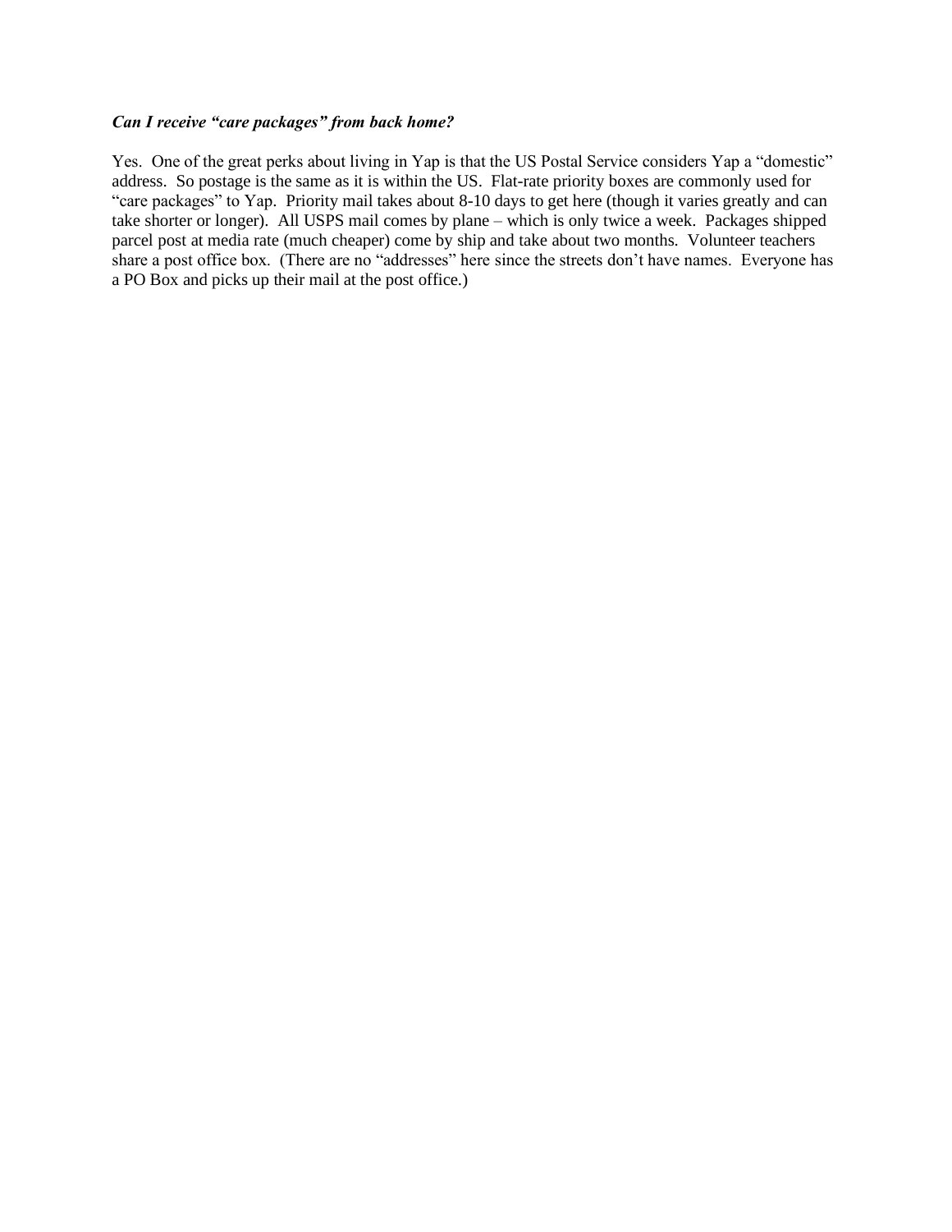***Can I receive "care packages" from back home?***

Yes. One of the great perks about living in Yap is that the US Postal Service considers Yap a "domestic" address. So postage is the same as it is within the US. Flat-rate priority boxes are commonly used for "care packages" to Yap. Priority mail takes about 8-10 days to get here (though it varies greatly and can take shorter or longer). All USPS mail comes by plane – which is only twice a week. Packages shipped parcel post at media rate (much cheaper) come by ship and take about two months. Volunteer teachers share a post office box. (There are no "addresses" here since the streets don't have names. Everyone has a PO Box and picks up their mail at the post office.)